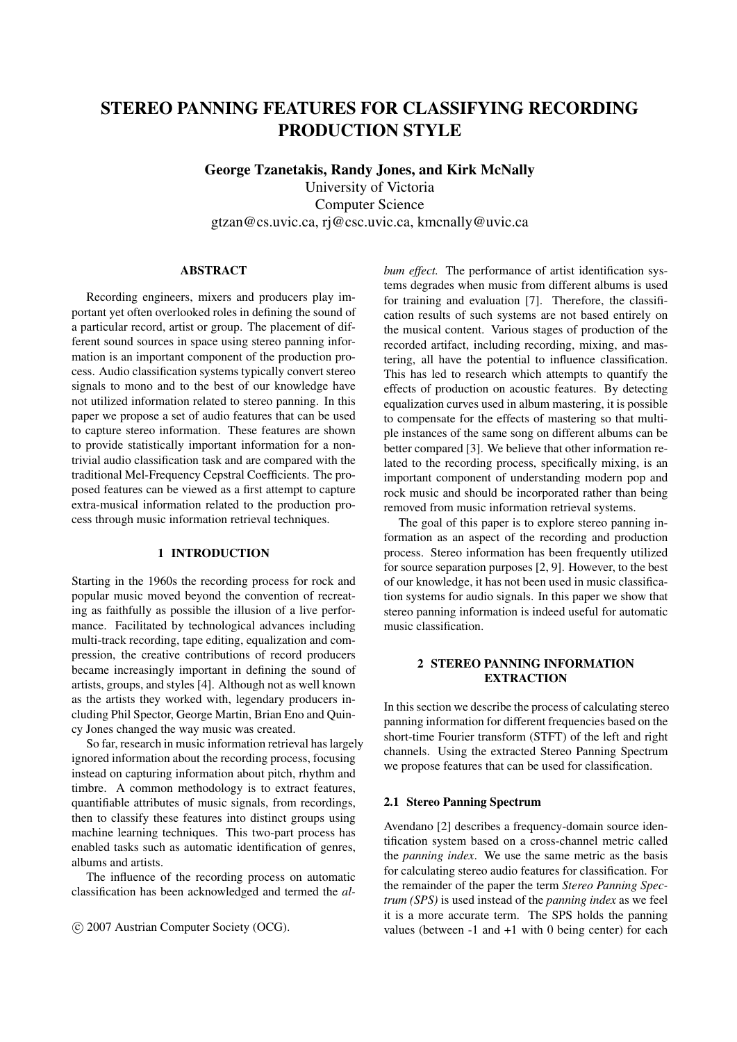# STEREO PANNING FEATURES FOR CLASSIFYING RECORDING PRODUCTION STYLE

**George Tzanetakis, Randy Jones, and Kirk McNally**

University of Victoria
Computer Science
gtzan@cs.uvic.ca, rj@csc.uvic.ca, kmcnally@uvic.ca

## ABSTRACT

Recording engineers, mixers and producers play important yet often overlooked roles in defining the sound of a particular record, artist or group. The placement of different sound sources in space using stereo panning information is an important component of the production process. Audio classification systems typically convert stereo signals to mono and to the best of our knowledge have not utilized information related to stereo panning. In this paper we propose a set of audio features that can be used to capture stereo information. These features are shown to provide statistically important information for a non-trivial audio classification task and are compared with the traditional Mel-Frequency Cepstral Coefficients. The proposed features can be viewed as a first attempt to capture extra-musical information related to the production process through music information retrieval techniques.

## 1 INTRODUCTION

Starting in the 1960s the recording process for rock and popular music moved beyond the convention of recreating as faithfully as possible the illusion of a live performance. Facilitated by technological advances including multi-track recording, tape editing, equalization and compression, the creative contributions of record producers became increasingly important in defining the sound of artists, groups, and styles [4]. Although not as well known as the artists they worked with, legendary producers including Phil Spector, George Martin, Brian Eno and Quincy Jones changed the way music was created.

So far, research in music information retrieval has largely ignored information about the recording process, focusing instead on capturing information about pitch, rhythm and timbre. A common methodology is to extract features, quantifiable attributes of music signals, from recordings, then to classify these features into distinct groups using machine learning techniques. This two-part process has enabled tasks such as automatic identification of genres, albums and artists.

The influence of the recording process on automatic classification has been acknowledged and termed the *album effect.* The performance of artist identification systems degrades when music from different albums is used for training and evaluation [7]. Therefore, the classification results of such systems are not based entirely on the musical content. Various stages of production of the recorded artifact, including recording, mixing, and mastering, all have the potential to influence classification. This has led to research which attempts to quantify the effects of production on acoustic features. By detecting equalization curves used in album mastering, it is possible to compensate for the effects of mastering so that multiple instances of the same song on different albums can be better compared [3]. We believe that other information related to the recording process, specifically mixing, is an important component of understanding modern pop and rock music and should be incorporated rather than being removed from music information retrieval systems.

The goal of this paper is to explore stereo panning information as an aspect of the recording and production process. Stereo information has been frequently utilized for source separation purposes [2, 9]. However, to the best of our knowledge, it has not been used in music classification systems for audio signals. In this paper we show that stereo panning information is indeed useful for automatic music classification.

## 2 STEREO PANNING INFORMATION EXTRACTION

In this section we describe the process of calculating stereo panning information for different frequencies based on the short-time Fourier transform (STFT) of the left and right channels. Using the extracted Stereo Panning Spectrum we propose features that can be used for classification.

### 2.1 Stereo Panning Spectrum

Avendano [2] describes a frequency-domain source identification system based on a cross-channel metric called the *panning index*. We use the same metric as the basis for calculating stereo audio features for classification. For the remainder of the paper the term *Stereo Panning Spectrum (SPS)* is used instead of the *panning index* as we feel it is a more accurate term. The SPS holds the panning values (between -1 and +1 with 0 being center) for each

© 2007 Austrian Computer Society (OCG).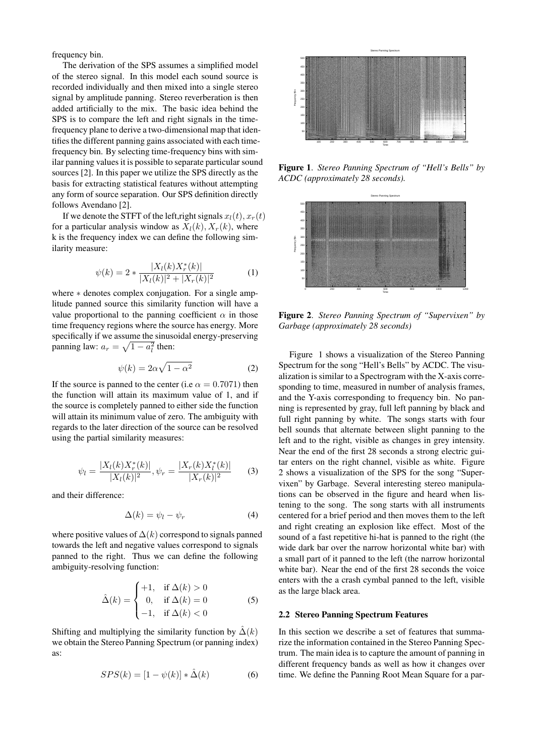frequency bin.

The derivation of the SPS assumes a simplified model of the stereo signal. In this model each sound source is recorded individually and then mixed into a single stereo signal by amplitude panning. Stereo reverberation is then added artificially to the mix. The basic idea behind the SPS is to compare the left and right signals in the time-frequency plane to derive a two-dimensional map that identifies the different panning gains associated with each time-frequency bin. By selecting time-frequency bins with similar panning values it is possible to separate particular sound sources [2]. In this paper we utilize the SPS directly as the basis for extracting statistical features without attempting any form of source separation. Our SPS definition directly follows Avendano [2].

If we denote the STFT of the left,right signals $x_l(t), x_r(t)$ for a particular analysis window as $X_l(k), X_r(k)$, where k is the frequency index we can define the following similarity measure:

$$\psi(k) = 2 * \frac{|X_l(k)X_r^*(k)|}{|X_l(k)|^2 + |X_r(k)|^2} \tag{1}$$

where $*$ denotes complex conjugation. For a single amplitude panned source this similarity function will have a value proportional to the panning coefficient $\alpha$ in those time frequency regions where the source has energy. More specifically if we assume the sinusoidal energy-preserving panning law: $a_r = \sqrt{1 - a_l^2}$ then:

$$\psi(k) = 2\alpha\sqrt{1 - \alpha^2} \tag{2}$$

If the source is panned to the center (i.e $\alpha = 0.7071$) then the function will attain its maximum value of 1, and if the source is completely panned to either side the function will attain its minimum value of zero. The ambiguity with regards to the later direction of the source can be resolved using the partial similarity measures:

$$\psi_l = \frac{|X_l(k)X_r^*(k)|}{|X_l(k)|^2}, \psi_r = \frac{|X_r(k)X_l^*(k)|}{|X_r(k)|^2} \tag{3}$$

and their difference:

$$\Delta(k) = \psi_l - \psi_r \tag{4}$$

where positive values of $\Delta(k)$ correspond to signals panned towards the left and negative values correspond to signals panned to the right. Thus we can define the following ambiguity-resolving function:

$$\hat{\Delta}(k) = \begin{cases} +1, & \text{if } \Delta(k) > 0 \\ 0, & \text{if } \Delta(k) = 0 \\ -1, & \text{if } \Delta(k) < 0 \end{cases} \tag{5}$$

Shifting and multiplying the similarity function by $\hat{\Delta}(k)$ we obtain the Stereo Panning Spectrum (or panning index) as:

$$SPS(k) = [1 - \psi(k)] * \hat{\Delta}(k) \tag{6}$$

**Figure 1**. *Stereo Panning Spectrum of "Hell's Bells" by ACDC (approximately 28 seconds).*

**Figure 2**. *Stereo Panning Spectrum of "Supervixen" by Garbage (approximately 28 seconds)*

Figure 1 shows a visualization of the Stereo Panning Spectrum for the song "Hell's Bells" by ACDC. The visualization is similar to a Spectrogram with the X-axis corresponding to time, measured in number of analysis frames, and the Y-axis corresponding to frequency bin. No panning is represented by gray, full left panning by black and full right panning by white. The songs starts with four bell sounds that alternate between slight panning to the left and to the right, visible as changes in grey intensity. Near the end of the first 28 seconds a strong electric guitar enters on the right channel, visible as white. Figure 2 shows a visualization of the SPS for the song "Supervixen" by Garbage. Several interesting stereo manipulations can be observed in the figure and heard when listening to the song. The song starts with all instruments centered for a brief period and then moves them to the left and right creating an explosion like effect. Most of the sound of a fast repetitive hi-hat is panned to the right (the wide dark bar over the narrow horizontal white bar) with a small part of it panned to the left (the narrow horizontal white bar). Near the end of the first 28 seconds the voice enters with a crash cymbal panned to the left, visible as the large black area.

### 2.2 Stereo Panning Spectrum Features

In this section we describe a set of features that summarize the information contained in the Stereo Panning Spectrum. The main idea is to capture the amount of panning in different frequency bands as well as how it changes over time. We define the Panning Root Mean Square for a par-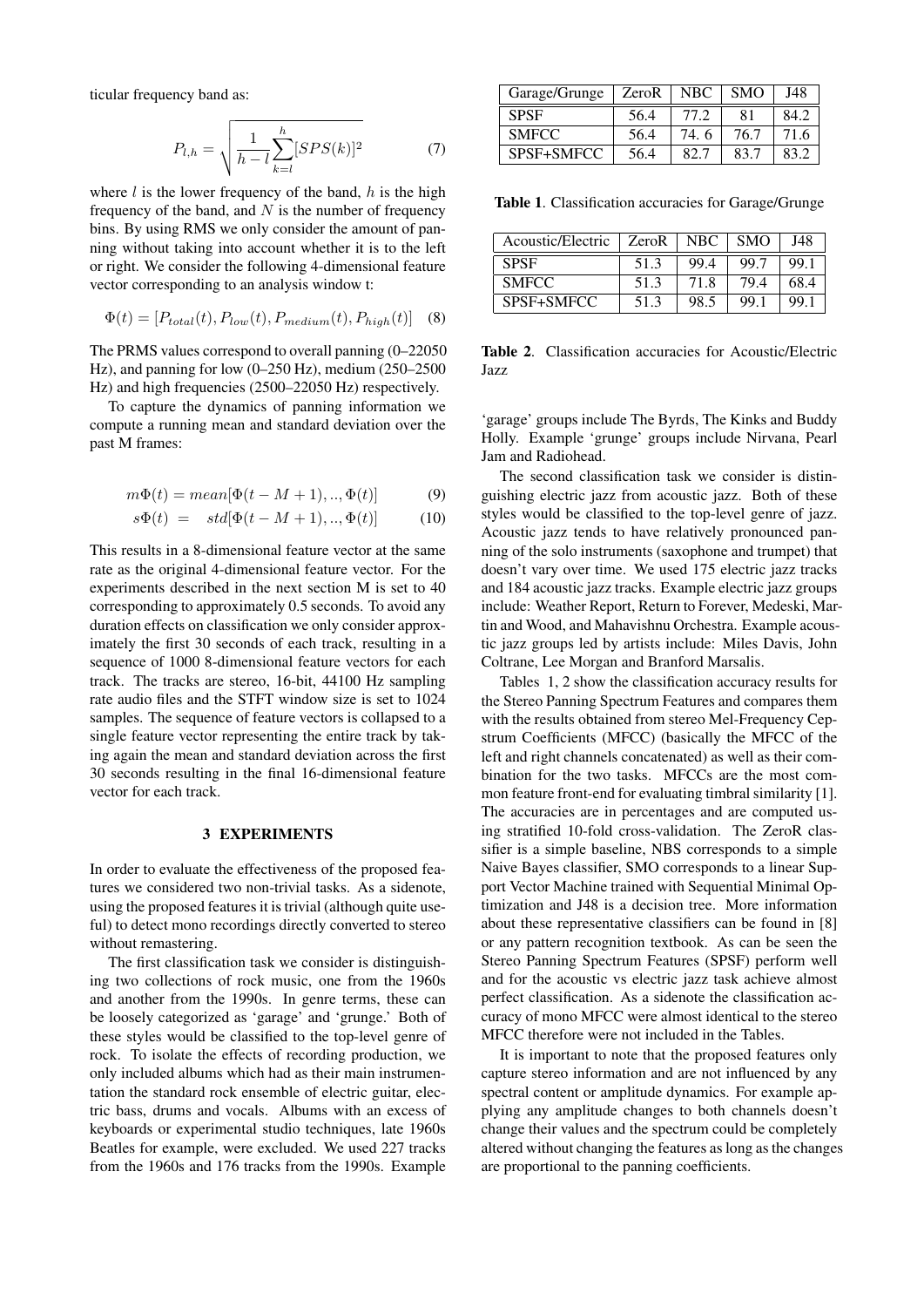ticular frequency band as:

$$P_{l,h} = \sqrt{\frac{1}{h-l}\sum_{k=l}^{h}[SPS(k)]^2} \tag{7}$$

where $l$ is the lower frequency of the band, $h$ is the high frequency of the band, and $N$ is the number of frequency bins. By using RMS we only consider the amount of panning without taking into account whether it is to the left or right. We consider the following 4-dimensional feature vector corresponding to an analysis window t:

$$\Phi(t) = [P_{total}(t), P_{low}(t), P_{medium}(t), P_{high}(t)] \tag{8}$$

The PRMS values correspond to overall panning (0–22050 Hz), and panning for low (0–250 Hz), medium (250–2500 Hz) and high frequencies (2500–22050 Hz) respectively.

To capture the dynamics of panning information we compute a running mean and standard deviation over the past M frames:

$$m\Phi(t) = mean[\Phi(t-M+1), .., \Phi(t)] \tag{9}$$

$$s\Phi(t) = std[\Phi(t-M+1), .., \Phi(t)] \tag{10}$$

This results in a 8-dimensional feature vector at the same rate as the original 4-dimensional feature vector. For the experiments described in the next section M is set to 40 corresponding to approximately 0.5 seconds. To avoid any duration effects on classification we only consider approximately the first 30 seconds of each track, resulting in a sequence of 1000 8-dimensional feature vectors for each track. The tracks are stereo, 16-bit, 44100 Hz sampling rate audio files and the STFT window size is set to 1024 samples. The sequence of feature vectors is collapsed to a single feature vector representing the entire track by taking again the mean and standard deviation across the first 30 seconds resulting in the final 16-dimensional feature vector for each track.

## 3 EXPERIMENTS

In order to evaluate the effectiveness of the proposed features we considered two non-trivial tasks. As a sidenote, using the proposed features it is trivial (although quite useful) to detect mono recordings directly converted to stereo without remastering.

The first classification task we consider is distinguishing two collections of rock music, one from the 1960s and another from the 1990s. In genre terms, these can be loosely categorized as 'garage' and 'grunge.' Both of these styles would be classified to the top-level genre of rock. To isolate the effects of recording production, we only included albums which had as their main instrumentation the standard rock ensemble of electric guitar, electric bass, drums and vocals. Albums with an excess of keyboards or experimental studio techniques, late 1960s Beatles for example, were excluded. We used 227 tracks from the 1960s and 176 tracks from the 1990s. Example 'garage' groups include The Byrds, The Kinks and Buddy Holly. Example 'grunge' groups include Nirvana, Pearl Jam and Radiohead.

| Garage/Grunge | ZeroR | NBC | SMO | J48 |
|---|---|---|---|---|
| SPSF | 56.4 | 77.2 | 81 | 84.2 |
| SMFCC | 56.4 | 74. 6 | 76.7 | 71.6 |
| SPSF+SMFCC | 56.4 | 82.7 | 83.7 | 83.2 |

**Table 1**. Classification accuracies for Garage/Grunge

| Acoustic/Electric | ZeroR | NBC | SMO | J48 |
|---|---|---|---|---|
| SPSF | 51.3 | 99.4 | 99.7 | 99.1 |
| SMFCC | 51.3 | 71.8 | 79.4 | 68.4 |
| SPSF+SMFCC | 51.3 | 98.5 | 99.1 | 99.1 |

**Table 2**. Classification accuracies for Acoustic/Electric Jazz

The second classification task we consider is distinguishing electric jazz from acoustic jazz. Both of these styles would be classified to the top-level genre of jazz. Acoustic jazz tends to have relatively pronounced panning of the solo instruments (saxophone and trumpet) that doesn't vary over time. We used 175 electric jazz tracks and 184 acoustic jazz tracks. Example electric jazz groups include: Weather Report, Return to Forever, Medeski, Martin and Wood, and Mahavishnu Orchestra. Example acoustic jazz groups led by artists include: Miles Davis, John Coltrane, Lee Morgan and Branford Marsalis.

Tables 1, 2 show the classification accuracy results for the Stereo Panning Spectrum Features and compares them with the results obtained from stereo Mel-Frequency Cepstrum Coefficients (MFCC) (basically the MFCC of the left and right channels concatenated) as well as their combination for the two tasks. MFCCs are the most common feature front-end for evaluating timbral similarity [1]. The accuracies are in percentages and are computed using stratified 10-fold cross-validation. The ZeroR classifier is a simple baseline, NBS corresponds to a simple Naive Bayes classifier, SMO corresponds to a linear Support Vector Machine trained with Sequential Minimal Optimization and J48 is a decision tree. More information about these representative classifiers can be found in [8] or any pattern recognition textbook. As can be seen the Stereo Panning Spectrum Features (SPSF) perform well and for the acoustic vs electric jazz task achieve almost perfect classification. As a sidenote the classification accuracy of mono MFCC were almost identical to the stereo MFCC therefore were not included in the Tables.

It is important to note that the proposed features only capture stereo information and are not influenced by any spectral content or amplitude dynamics. For example applying any amplitude changes to both channels doesn't change their values and the spectrum could be completely altered without changing the features as long as the changes are proportional to the panning coefficients.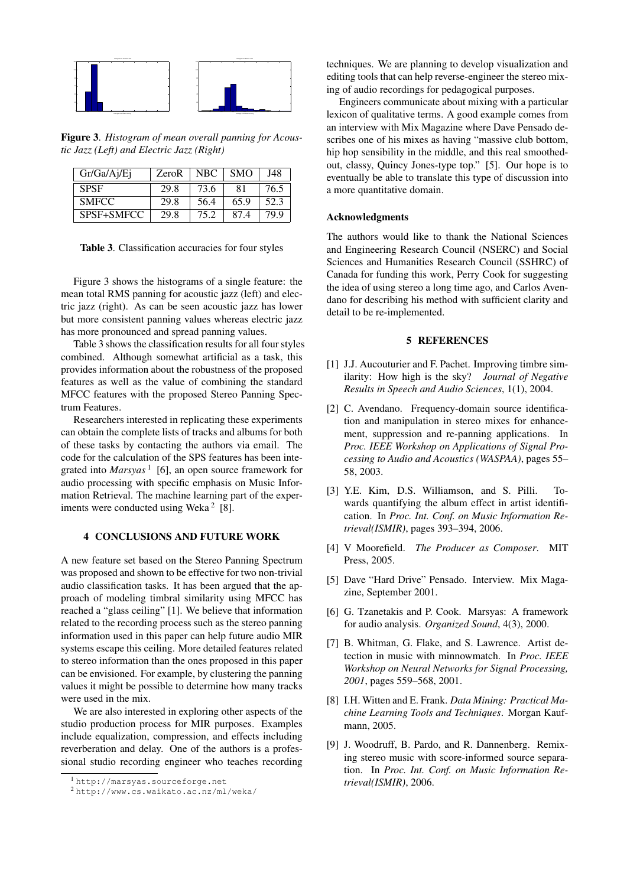Figure 3. *Histogram of mean overall panning for Acoustic Jazz (Left) and Electric Jazz (Right)*

| Gr/Ga/Aj/Ej | ZeroR | NBC | SMO | J48 |
|---|---|---|---|---|
| SPSF | 29.8 | 73.6 | 81 | 76.5 |
| SMFCC | 29.8 | 56.4 | 65.9 | 52.3 |
| SPSF+SMFCC | 29.8 | 75.2 | 87.4 | 79.9 |

**Table 3**. Classification accuracies for four styles

Figure 3 shows the histograms of a single feature: the mean total RMS panning for acoustic jazz (left) and electric jazz (right). As can be seen acoustic jazz has lower but more consistent panning values whereas electric jazz has more pronounced and spread panning values.

Table 3 shows the classification results for all four styles combined. Although somewhat artificial as a task, this provides information about the robustness of the proposed features as well as the value of combining the standard MFCC features with the proposed Stereo Panning Spectrum Features.

Researchers interested in replicating these experiments can obtain the complete lists of tracks and albums for both of these tasks by contacting the authors via email. The code for the calculation of the SPS features has been integrated into *Marsyas* [1] [6], an open source framework for audio processing with specific emphasis on Music Information Retrieval. The machine learning part of the experiments were conducted using Weka [2] [8].

## 4 CONCLUSIONS AND FUTURE WORK

A new feature set based on the Stereo Panning Spectrum was proposed and shown to be effective for two non-trivial audio classification tasks. It has been argued that the approach of modeling timbral similarity using MFCC has reached a "glass ceiling" [1]. We believe that information related to the recording process such as the stereo panning information used in this paper can help future audio MIR systems escape this ceiling. More detailed features related to stereo information than the ones proposed in this paper can be envisioned. For example, by clustering the panning values it might be possible to determine how many tracks were used in the mix.

We are also interested in exploring other aspects of the studio production process for MIR purposes. Examples include equalization, compression, and effects including reverberation and delay. One of the authors is a professional studio recording engineer who teaches recording techniques. We are planning to develop visualization and editing tools that can help reverse-engineer the stereo mixing of audio recordings for pedagogical purposes.

Engineers communicate about mixing with a particular lexicon of qualitative terms. A good example comes from an interview with Mix Magazine where Dave Pensado describes one of his mixes as having "massive club bottom, hip hop sensibility in the middle, and this real smoothed-out, classy, Quincy Jones-type top." [5]. Our hope is to eventually be able to translate this type of discussion into a more quantitative domain.

### Acknowledgments

The authors would like to thank the National Sciences and Engineering Research Council (NSERC) and Social Sciences and Humanities Research Council (SSHRC) of Canada for funding this work, Perry Cook for suggesting the idea of using stereo a long time ago, and Carlos Avendano for describing his method with sufficient clarity and detail to be re-implemented.

## 5 REFERENCES

[1] J.J. Aucouturier and F. Pachet. Improving timbre similarity: How high is the sky? *Journal of Negative Results in Speech and Audio Sciences*, 1(1), 2004.

[2] C. Avendano. Frequency-domain source identification and manipulation in stereo mixes for enhancement, suppression and re-panning applications. In *Proc. IEEE Workshop on Applications of Signal Processing to Audio and Acoustics (WASPAA)*, pages 55–58, 2003.

[3] Y.E. Kim, D.S. Williamson, and S. Pilli. Towards quantifying the album effect in artist identification. In *Proc. Int. Conf. on Music Information Retrieval(ISMIR)*, pages 393–394, 2006.

[4] V Moorefield. *The Producer as Composer*. MIT Press, 2005.

[5] Dave "Hard Drive" Pensado. Interview. Mix Magazine, September 2001.

[6] G. Tzanetakis and P. Cook. Marsyas: A framework for audio analysis. *Organized Sound*, 4(3), 2000.

[7] B. Whitman, G. Flake, and S. Lawrence. Artist detection in music with minnowmatch. In *Proc. IEEE Workshop on Neural Networks for Signal Processing, 2001*, pages 559–568, 2001.

[8] I.H. Witten and E. Frank. *Data Mining: Practical Machine Learning Tools and Techniques*. Morgan Kaufmann, 2005.

[9] J. Woodruff, B. Pardo, and R. Dannenberg. Remixing stereo music with score-informed source separation. In *Proc. Int. Conf. on Music Information Retrieval(ISMIR)*, 2006.

[1] http://marsyas.sourceforge.net

[2] http://www.cs.waikato.ac.nz/ml/weka/